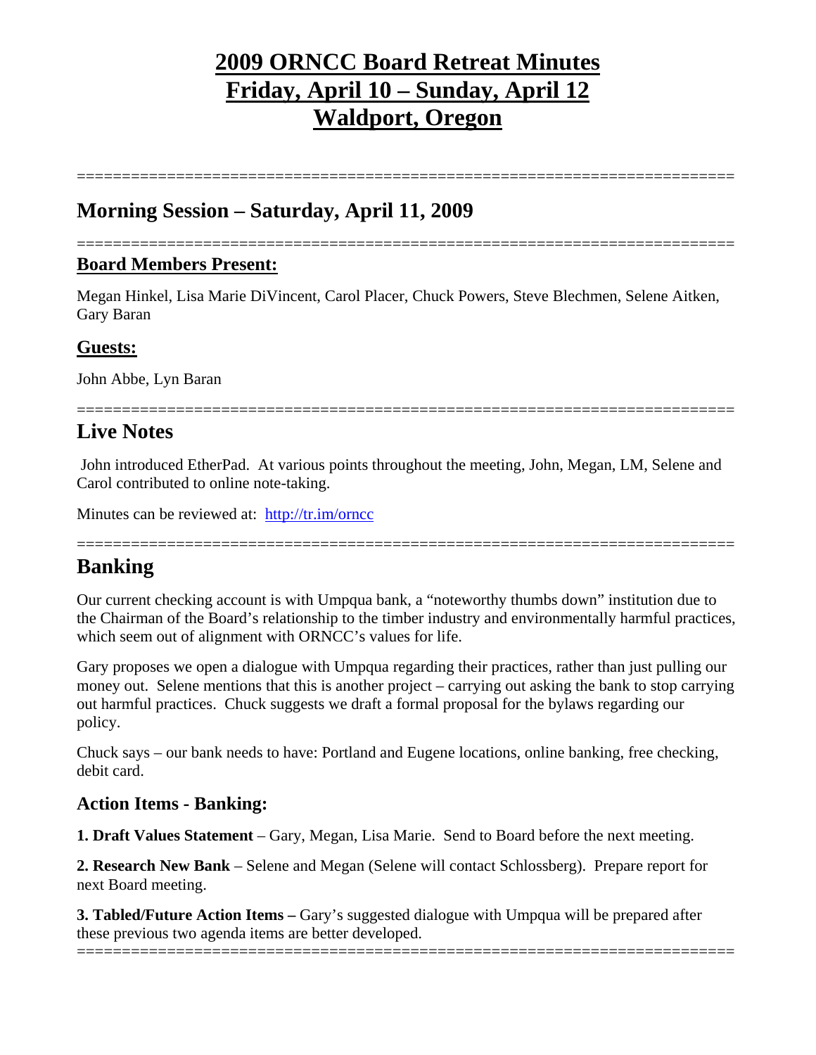# 2009 ORNCC Board Retreat Minutes
# Friday, April 10 – Sunday, April 12
# Waldport, Oregon

===========================================================================

## Morning Session – Saturday, April 11, 2009

===========================================================================

### Board Members Present:

Megan Hinkel, Lisa Marie DiVincent, Carol Placer, Chuck Powers, Steve Blechmen, Selene Aitken, Gary Baran

### Guests:

John Abbe, Lyn Baran

===========================================================================

## Live Notes

John introduced EtherPad. At various points throughout the meeting, John, Megan, LM, Selene and Carol contributed to online note-taking.

Minutes can be reviewed at: http://tr.im/orncc

===========================================================================

## Banking

Our current checking account is with Umpqua bank, a "noteworthy thumbs down" institution due to the Chairman of the Board's relationship to the timber industry and environmentally harmful practices, which seem out of alignment with ORNCC's values for life.

Gary proposes we open a dialogue with Umpqua regarding their practices, rather than just pulling our money out. Selene mentions that this is another project – carrying out asking the bank to stop carrying out harmful practices. Chuck suggests we draft a formal proposal for the bylaws regarding our policy.

Chuck says – our bank needs to have: Portland and Eugene locations, online banking, free checking, debit card.

### Action Items - Banking:

**1. Draft Values Statement** – Gary, Megan, Lisa Marie. Send to Board before the next meeting.

**2. Research New Bank** – Selene and Megan (Selene will contact Schlossberg). Prepare report for next Board meeting.

**3. Tabled/Future Action Items –** Gary's suggested dialogue with Umpqua will be prepared after these previous two agenda items are better developed.

===========================================================================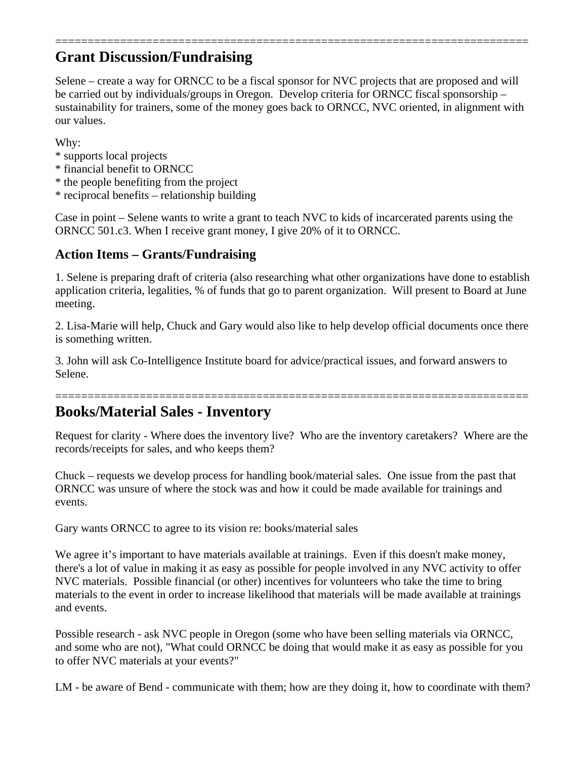========================================================================

## Grant Discussion/Fundraising

Selene – create a way for ORNCC to be a fiscal sponsor for NVC projects that are proposed and will be carried out by individuals/groups in Oregon. Develop criteria for ORNCC fiscal sponsorship – sustainability for trainers, some of the money goes back to ORNCC, NVC oriented, in alignment with our values.

Why:
* supports local projects
* financial benefit to ORNCC
* the people benefiting from the project
* reciprocal benefits – relationship building

Case in point – Selene wants to write a grant to teach NVC to kids of incarcerated parents using the ORNCC 501.c3. When I receive grant money, I give 20% of it to ORNCC.

### Action Items – Grants/Fundraising

1. Selene is preparing draft of criteria (also researching what other organizations have done to establish application criteria, legalities, % of funds that go to parent organization. Will present to Board at June meeting.

2. Lisa-Marie will help, Chuck and Gary would also like to help develop official documents once there is something written.

3. John will ask Co-Intelligence Institute board for advice/practical issues, and forward answers to Selene.

========================================================================

## Books/Material Sales - Inventory

Request for clarity - Where does the inventory live? Who are the inventory caretakers? Where are the records/receipts for sales, and who keeps them?

Chuck – requests we develop process for handling book/material sales. One issue from the past that ORNCC was unsure of where the stock was and how it could be made available for trainings and events.

Gary wants ORNCC to agree to its vision re: books/material sales

We agree it's important to have materials available at trainings. Even if this doesn't make money, there's a lot of value in making it as easy as possible for people involved in any NVC activity to offer NVC materials. Possible financial (or other) incentives for volunteers who take the time to bring materials to the event in order to increase likelihood that materials will be made available at trainings and events.

Possible research - ask NVC people in Oregon (some who have been selling materials via ORNCC, and some who are not), "What could ORNCC be doing that would make it as easy as possible for you to offer NVC materials at your events?"

LM - be aware of Bend - communicate with them; how are they doing it, how to coordinate with them?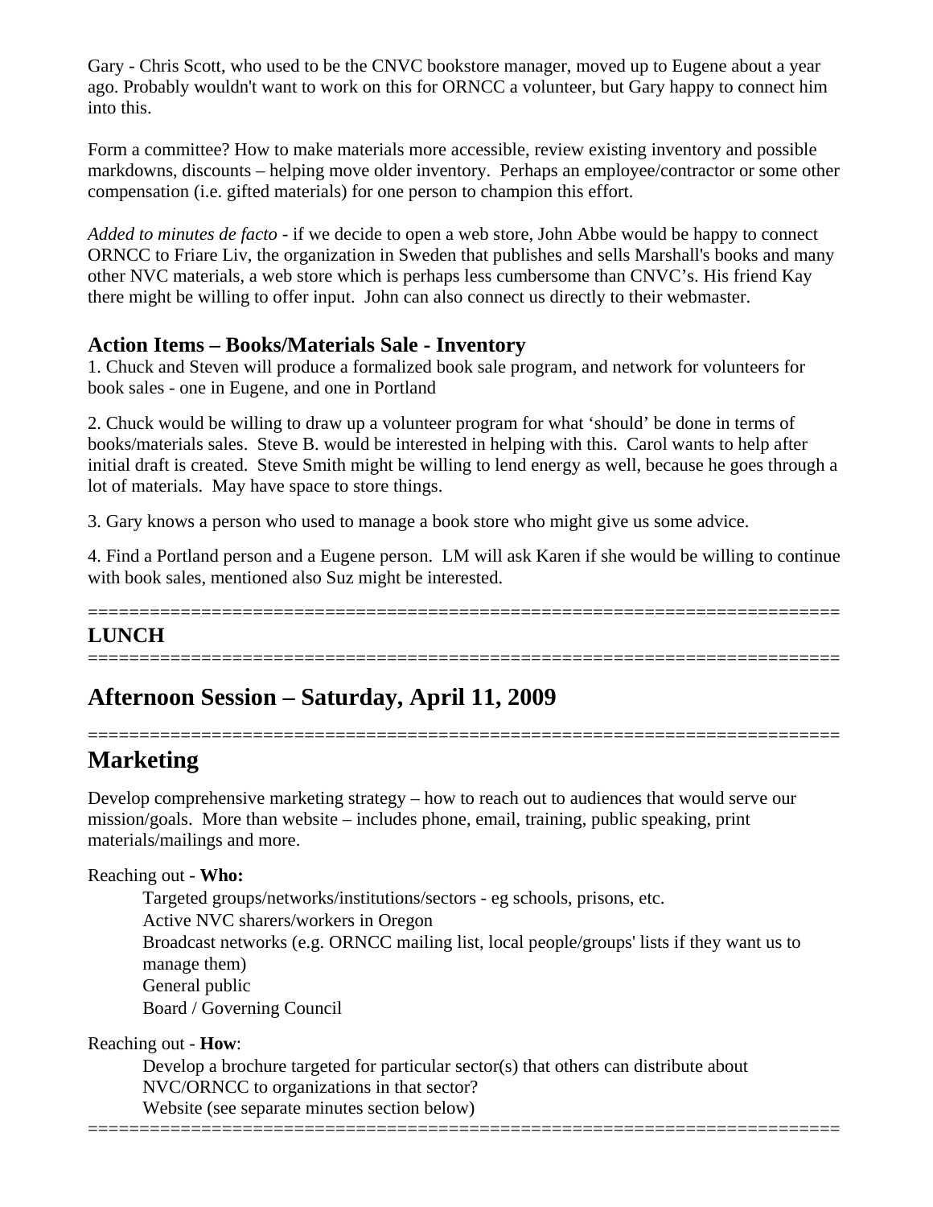Gary - Chris Scott, who used to be the CNVC bookstore manager, moved up to Eugene about a year ago. Probably wouldn't want to work on this for ORNCC a volunteer, but Gary happy to connect him into this.

Form a committee? How to make materials more accessible, review existing inventory and possible markdowns, discounts – helping move older inventory. Perhaps an employee/contractor or some other compensation (i.e. gifted materials) for one person to champion this effort.

*Added to minutes de facto* - if we decide to open a web store, John Abbe would be happy to connect ORNCC to Friare Liv, the organization in Sweden that publishes and sells Marshall's books and many other NVC materials, a web store which is perhaps less cumbersome than CNVC's. His friend Kay there might be willing to offer input. John can also connect us directly to their webmaster.

### Action Items – Books/Materials Sale - Inventory

1. Chuck and Steven will produce a formalized book sale program, and network for volunteers for book sales - one in Eugene, and one in Portland

2. Chuck would be willing to draw up a volunteer program for what 'should' be done in terms of books/materials sales. Steve B. would be interested in helping with this. Carol wants to help after initial draft is created. Steve Smith might be willing to lend energy as well, because he goes through a lot of materials. May have space to store things.

3. Gary knows a person who used to manage a book store who might give us some advice.

4. Find a Portland person and a Eugene person. LM will ask Karen if she would be willing to continue with book sales, mentioned also Suz might be interested.

==========================================================================

### LUNCH

==========================================================================

## Afternoon Session – Saturday, April 11, 2009

==========================================================================

## Marketing

Develop comprehensive marketing strategy – how to reach out to audiences that would serve our mission/goals. More than website – includes phone, email, training, public speaking, print materials/mailings and more.

Reaching out - **Who:**

- Targeted groups/networks/institutions/sectors - eg schools, prisons, etc.
- Active NVC sharers/workers in Oregon
- Broadcast networks (e.g. ORNCC mailing list, local people/groups' lists if they want us to manage them)
- General public
- Board / Governing Council

Reaching out - **How**:

- Develop a brochure targeted for particular sector(s) that others can distribute about NVC/ORNCC to organizations in that sector?
- Website (see separate minutes section below)

==========================================================================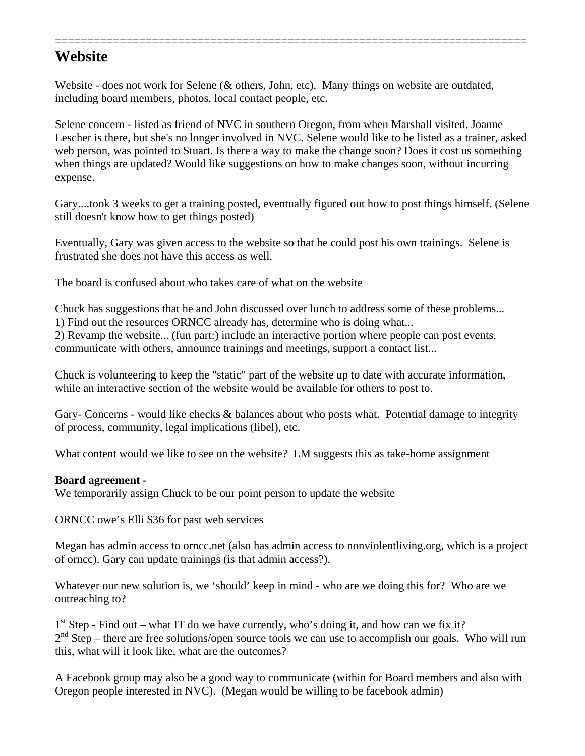========================================================================

# Website

Website - does not work for Selene (& others, John, etc). Many things on website are outdated, including board members, photos, local contact people, etc.

Selene concern - listed as friend of NVC in southern Oregon, from when Marshall visited. Joanne Lescher is there, but she's no longer involved in NVC. Selene would like to be listed as a trainer, asked web person, was pointed to Stuart. Is there a way to make the change soon? Does it cost us something when things are updated? Would like suggestions on how to make changes soon, without incurring expense.

Gary....took 3 weeks to get a training posted, eventually figured out how to post things himself. (Selene still doesn't know how to get things posted)

Eventually, Gary was given access to the website so that he could post his own trainings. Selene is frustrated she does not have this access as well.

The board is confused about who takes care of what on the website

Chuck has suggestions that he and John discussed over lunch to address some of these problems...
1) Find out the resources ORNCC already has, determine who is doing what...
2) Revamp the website... (fun part:) include an interactive portion where people can post events, communicate with others, announce trainings and meetings, support a contact list...

Chuck is volunteering to keep the "static" part of the website up to date with accurate information, while an interactive section of the website would be available for others to post to.

Gary- Concerns - would like checks & balances about who posts what. Potential damage to integrity of process, community, legal implications (libel), etc.

What content would we like to see on the website? LM suggests this as take-home assignment

**Board agreement -**
We temporarily assign Chuck to be our point person to update the website

ORNCC owe's Elli $36 for past web services

Megan has admin access to orncc.net (also has admin access to nonviolentliving.org, which is a project of orncc). Gary can update trainings (is that admin access?).

Whatever our new solution is, we 'should' keep in mind - who are we doing this for? Who are we outreaching to?

1st Step - Find out – what IT do we have currently, who's doing it, and how can we fix it?
2nd Step – there are free solutions/open source tools we can use to accomplish our goals. Who will run this, what will it look like, what are the outcomes?

A Facebook group may also be a good way to communicate (within for Board members and also with Oregon people interested in NVC). (Megan would be willing to be facebook admin)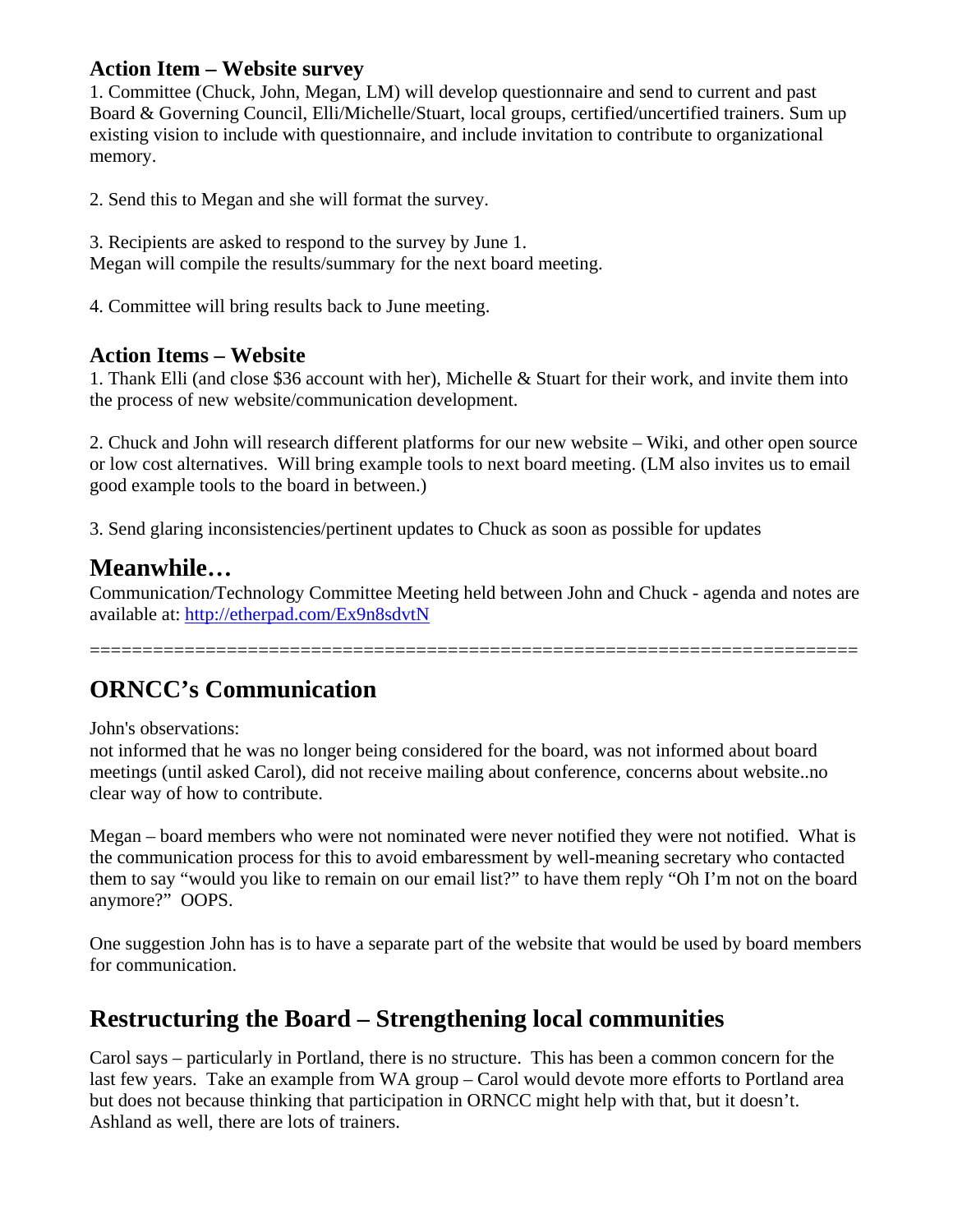### Action Item – Website survey

1. Committee (Chuck, John, Megan, LM) will develop questionnaire and send to current and past Board & Governing Council, Elli/Michelle/Stuart, local groups, certified/uncertified trainers. Sum up existing vision to include with questionnaire, and include invitation to contribute to organizational memory.

2. Send this to Megan and she will format the survey.

3. Recipients are asked to respond to the survey by June 1.
Megan will compile the results/summary for the next board meeting.

4. Committee will bring results back to June meeting.

### Action Items – Website

1. Thank Elli (and close $36 account with her), Michelle & Stuart for their work, and invite them into the process of new website/communication development.

2. Chuck and John will research different platforms for our new website – Wiki, and other open source or low cost alternatives. Will bring example tools to next board meeting. (LM also invites us to email good example tools to the board in between.)

3. Send glaring inconsistencies/pertinent updates to Chuck as soon as possible for updates

## Meanwhile…

Communication/Technology Committee Meeting held between John and Chuck - agenda and notes are available at: http://etherpad.com/Ex9n8sdvtN

========================================================================

## ORNCC's Communication

John's observations:
not informed that he was no longer being considered for the board, was not informed about board meetings (until asked Carol), did not receive mailing about conference, concerns about website..no clear way of how to contribute.

Megan – board members who were not nominated were never notified they were not notified. What is the communication process for this to avoid embaressment by well-meaning secretary who contacted them to say "would you like to remain on our email list?" to have them reply "Oh I'm not on the board anymore?" OOPS.

One suggestion John has is to have a separate part of the website that would be used by board members for communication.

## Restructuring the Board – Strengthening local communities

Carol says – particularly in Portland, there is no structure. This has been a common concern for the last few years. Take an example from WA group – Carol would devote more efforts to Portland area but does not because thinking that participation in ORNCC might help with that, but it doesn't. Ashland as well, there are lots of trainers.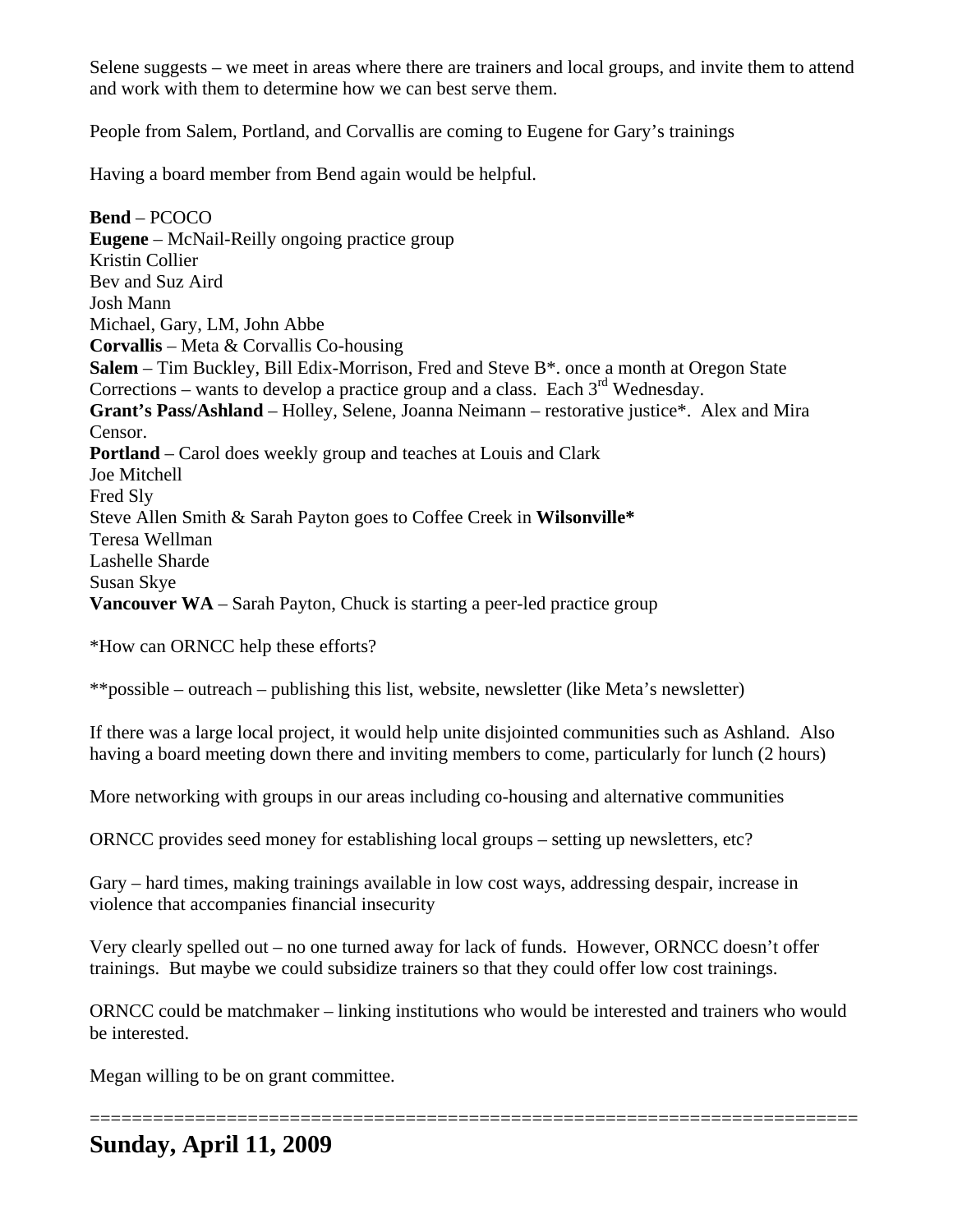Selene suggests – we meet in areas where there are trainers and local groups, and invite them to attend and work with them to determine how we can best serve them.

People from Salem, Portland, and Corvallis are coming to Eugene for Gary's trainings

Having a board member from Bend again would be helpful.

**Bend** – PCOCO
**Eugene** – McNail-Reilly ongoing practice group
Kristin Collier
Bev and Suz Aird
Josh Mann
Michael, Gary, LM, John Abbe
**Corvallis** – Meta & Corvallis Co-housing
**Salem** – Tim Buckley, Bill Edix-Morrison, Fred and Steve B*. once a month at Oregon State Corrections – wants to develop a practice group and a class. Each 3rd Wednesday.
**Grant's Pass/Ashland** – Holley, Selene, Joanna Neimann – restorative justice*. Alex and Mira Censor.
**Portland** – Carol does weekly group and teaches at Louis and Clark
Joe Mitchell
Fred Sly
Steve Allen Smith & Sarah Payton goes to Coffee Creek in **Wilsonville***
Teresa Wellman
Lashelle Sharde
Susan Skye
**Vancouver WA** – Sarah Payton, Chuck is starting a peer-led practice group

*How can ORNCC help these efforts?

**possible – outreach – publishing this list, website, newsletter (like Meta's newsletter)

If there was a large local project, it would help unite disjointed communities such as Ashland. Also having a board meeting down there and inviting members to come, particularly for lunch (2 hours)

More networking with groups in our areas including co-housing and alternative communities

ORNCC provides seed money for establishing local groups – setting up newsletters, etc?

Gary – hard times, making trainings available in low cost ways, addressing despair, increase in violence that accompanies financial insecurity

Very clearly spelled out – no one turned away for lack of funds. However, ORNCC doesn't offer trainings. But maybe we could subsidize trainers so that they could offer low cost trainings.

ORNCC could be matchmaker – linking institutions who would be interested and trainers who would be interested.

Megan willing to be on grant committee.

==========================================================================

## Sunday, April 11, 2009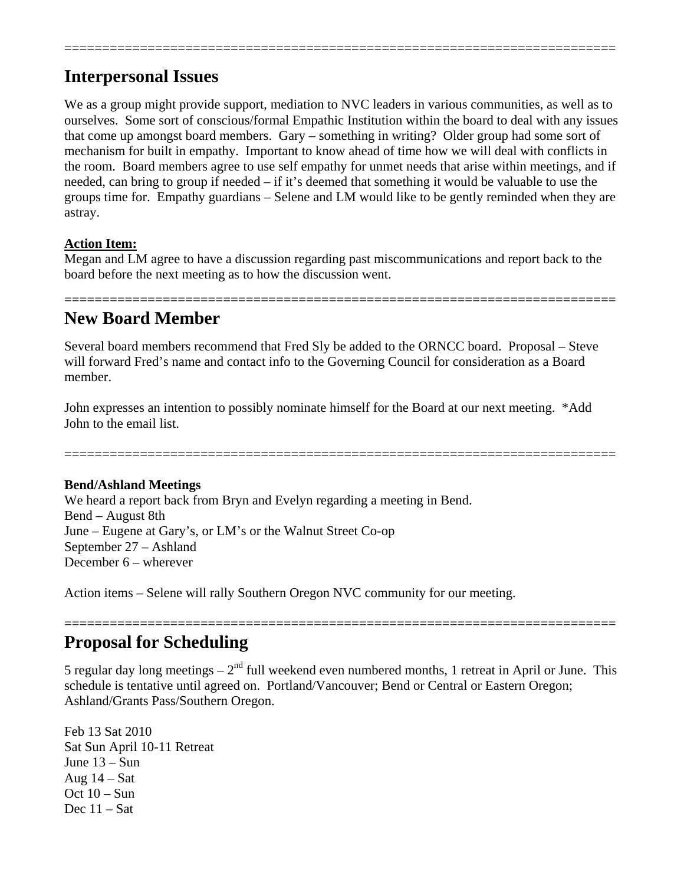=========================================================================

## Interpersonal Issues

We as a group might provide support, mediation to NVC leaders in various communities, as well as to ourselves. Some sort of conscious/formal Empathic Institution within the board to deal with any issues that come up amongst board members. Gary – something in writing? Older group had some sort of mechanism for built in empathy. Important to know ahead of time how we will deal with conflicts in the room. Board members agree to use self empathy for unmet needs that arise within meetings, and if needed, can bring to group if needed – if it's deemed that something it would be valuable to use the groups time for. Empathy guardians – Selene and LM would like to be gently reminded when they are astray.

**Action Item:**
Megan and LM agree to have a discussion regarding past miscommunications and report back to the board before the next meeting as to how the discussion went.

=========================================================================

## New Board Member

Several board members recommend that Fred Sly be added to the ORNCC board. Proposal – Steve will forward Fred's name and contact info to the Governing Council for consideration as a Board member.

John expresses an intention to possibly nominate himself for the Board at our next meeting. *Add John to the email list.

=========================================================================

**Bend/Ashland Meetings**
We heard a report back from Bryn and Evelyn regarding a meeting in Bend.
Bend – August 8th
June – Eugene at Gary's, or LM's or the Walnut Street Co-op
September 27 – Ashland
December 6 – wherever

Action items – Selene will rally Southern Oregon NVC community for our meeting.

=========================================================================

## Proposal for Scheduling

5 regular day long meetings – 2nd full weekend even numbered months, 1 retreat in April or June. This schedule is tentative until agreed on. Portland/Vancouver; Bend or Central or Eastern Oregon; Ashland/Grants Pass/Southern Oregon.

Feb 13 Sat 2010
Sat Sun April 10-11 Retreat
June 13 – Sun
Aug 14 – Sat
Oct 10 – Sun
Dec 11 – Sat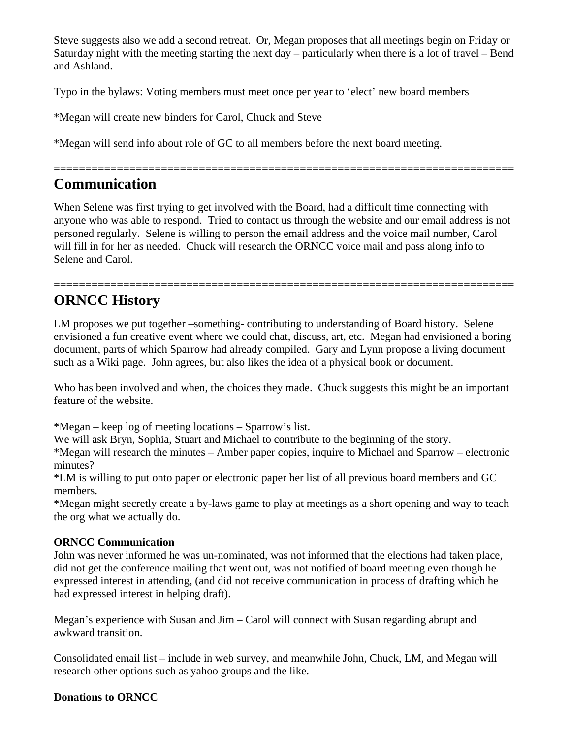Steve suggests also we add a second retreat.  Or, Megan proposes that all meetings begin on Friday or Saturday night with the meeting starting the next day – particularly when there is a lot of travel – Bend and Ashland.

Typo in the bylaws: Voting members must meet once per year to 'elect' new board members

*Megan will create new binders for Carol, Chuck and Steve

*Megan will send info about role of GC to all members before the next board meeting.

==========================================================================

# Communication

When Selene was first trying to get involved with the Board, had a difficult time connecting with anyone who was able to respond.  Tried to contact us through the website and our email address is not personed regularly.  Selene is willing to person the email address and the voice mail number, Carol will fill in for her as needed.  Chuck will research the ORNCC voice mail and pass along info to Selene and Carol.

==========================================================================

# ORNCC History

LM proposes we put together –something- contributing to understanding of Board history.  Selene envisioned a fun creative event where we could chat, discuss, art, etc.  Megan had envisioned a boring document, parts of which Sparrow had already compiled.  Gary and Lynn propose a living document such as a Wiki page.  John agrees, but also likes the idea of a physical book or document.

Who has been involved and when, the choices they made.  Chuck suggests this might be an important feature of the website.

*Megan – keep log of meeting locations – Sparrow's list.
We will ask Bryn, Sophia, Stuart and Michael to contribute to the beginning of the story.
*Megan will research the minutes – Amber paper copies, inquire to Michael and Sparrow – electronic minutes?
*LM is willing to put onto paper or electronic paper her list of all previous board members and GC members.
*Megan might secretly create a by-laws game to play at meetings as a short opening and way to teach the org what we actually do.

**ORNCC Communication**
John was never informed he was un-nominated, was not informed that the elections had taken place, did not get the conference mailing that went out, was not notified of board meeting even though he expressed interest in attending, (and did not receive communication in process of drafting which he had expressed interest in helping draft).

Megan's experience with Susan and Jim – Carol will connect with Susan regarding abrupt and awkward transition.

Consolidated email list – include in web survey, and meanwhile John, Chuck, LM, and Megan will research other options such as yahoo groups and the like.

**Donations to ORNCC**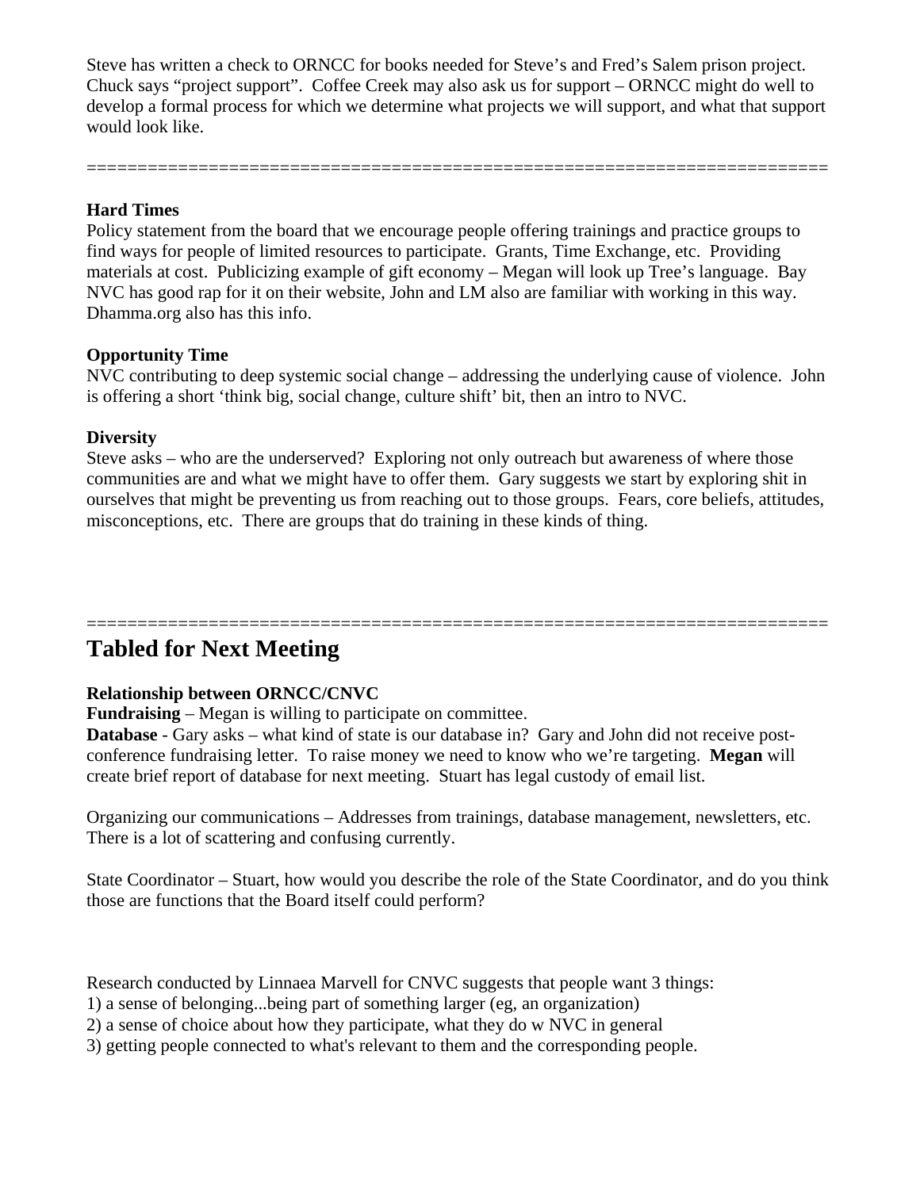Steve has written a check to ORNCC for books needed for Steve's and Fred's Salem prison project. Chuck says "project support". Coffee Creek may also ask us for support – ORNCC might do well to develop a formal process for which we determine what projects we will support, and what that support would look like.

==========================================================================

**Hard Times**
Policy statement from the board that we encourage people offering trainings and practice groups to find ways for people of limited resources to participate. Grants, Time Exchange, etc. Providing materials at cost. Publicizing example of gift economy – Megan will look up Tree's language. Bay NVC has good rap for it on their website, John and LM also are familiar with working in this way. Dhamma.org also has this info.

**Opportunity Time**
NVC contributing to deep systemic social change – addressing the underlying cause of violence. John is offering a short 'think big, social change, culture shift' bit, then an intro to NVC.

**Diversity**
Steve asks – who are the underserved? Exploring not only outreach but awareness of where those communities are and what we might have to offer them. Gary suggests we start by exploring shit in ourselves that might be preventing us from reaching out to those groups. Fears, core beliefs, attitudes, misconceptions, etc. There are groups that do training in these kinds of thing.

==========================================================================

# Tabled for Next Meeting

**Relationship between ORNCC/CNVC**
**Fundraising** – Megan is willing to participate on committee.
**Database** - Gary asks – what kind of state is our database in? Gary and John did not receive post-conference fundraising letter. To raise money we need to know who we're targeting. **Megan** will create brief report of database for next meeting. Stuart has legal custody of email list.

Organizing our communications – Addresses from trainings, database management, newsletters, etc. There is a lot of scattering and confusing currently.

State Coordinator – Stuart, how would you describe the role of the State Coordinator, and do you think those are functions that the Board itself could perform?

Research conducted by Linnaea Marvell for CNVC suggests that people want 3 things:
1) a sense of belonging...being part of something larger (eg, an organization)
2) a sense of choice about how they participate, what they do w NVC in general
3) getting people connected to what's relevant to them and the corresponding people.